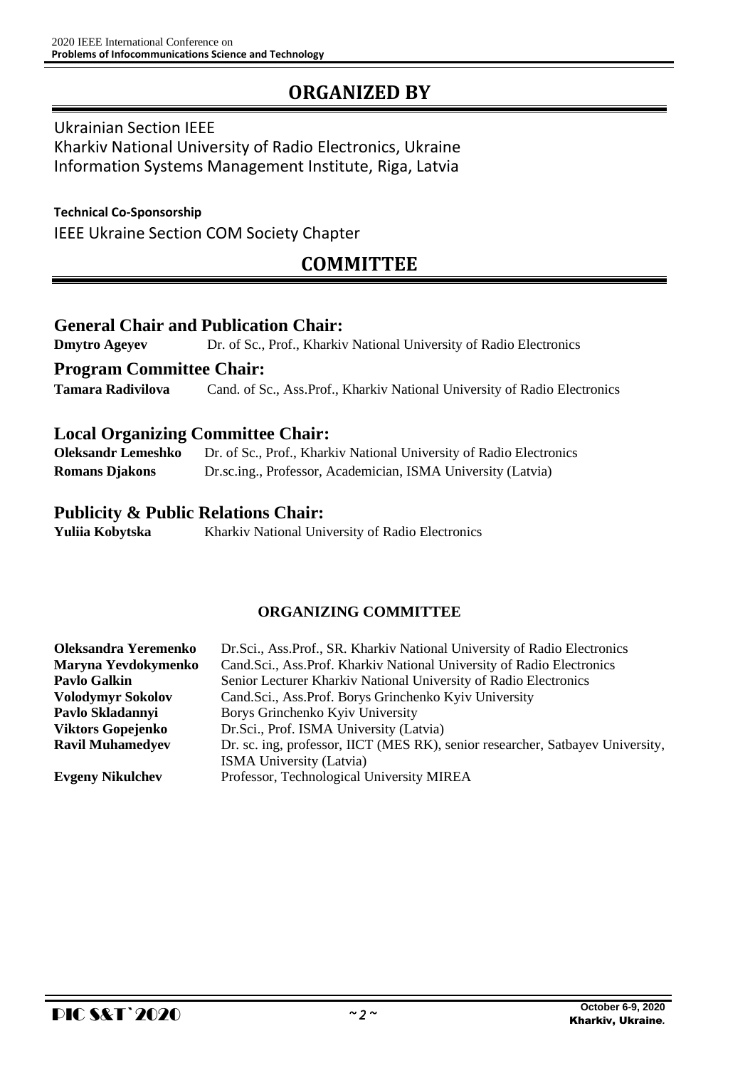# ORGANIZED BY

Ukrainian Section IEEE
Kharkiv National University of Radio Electronics, Ukraine
Information Systems Management Institute, Riga, Latvia

**Technical Co-Sponsorship**
IEEE Ukraine Section COM Society Chapter

# COMMITTEE

## General Chair and Publication Chair:

**Dmytro Ageyev** Dr. of Sc., Prof., Kharkiv National University of Radio Electronics

## Program Committee Chair:

**Tamara Radivilova** Cand. of Sc., Ass.Prof., Kharkiv National University of Radio Electronics

## Local Organizing Committee Chair:

**Oleksandr Lemeshko** Dr. of Sc., Prof., Kharkiv National University of Radio Electronics
**Romans Djakons** Dr.sc.ing., Professor, Academician, ISMA University (Latvia)

## Publicity & Public Relations Chair:

**Yuliia Kobytska** Kharkiv National University of Radio Electronics

### ORGANIZING COMMITTEE

| | |
|---|---|
| **Oleksandra Yeremenko** | Dr.Sci., Ass.Prof., SR. Kharkiv National University of Radio Electronics |
| **Maryna Yevdokymenko** | Cand.Sci., Ass.Prof. Kharkiv National University of Radio Electronics |
| **Pavlo Galkin** | Senior Lecturer Kharkiv National University of Radio Electronics |
| **Volodymyr Sokolov** | Cand.Sci., Ass.Prof. Borys Grinchenko Kyiv University |
| **Pavlo Skladannyi** | Borys Grinchenko Kyiv University |
| **Viktors Gopejenko** | Dr.Sci., Prof. ISMA University (Latvia) |
| **Ravil Muhamedyev** | Dr. sc. ing, professor, IICT (MES RK), senior researcher, Satbayev University, ISMA University (Latvia) |
| **Evgeny Nikulchev** | Professor, Technological University MIREA |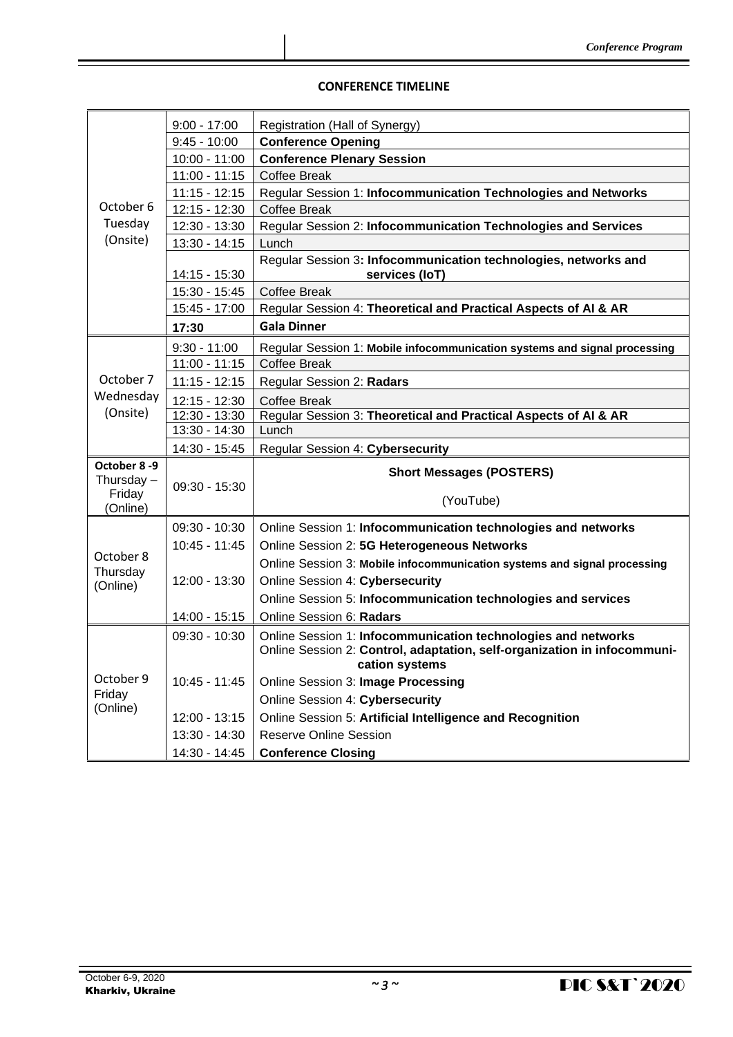## CONFERENCE TIMELINE

| Day | Time | Event |
|---|---|---|
| October 6 Tuesday (Onsite) | 9:00 - 17:00 | Registration (Hall of Synergy) |
| | 9:45 - 10:00 | **Conference Opening** |
| | 10:00 - 11:00 | **Conference Plenary Session** |
| | 11:00 - 11:15 | Coffee Break |
| | 11:15 - 12:15 | Regular Session 1: **Infocommunication Technologies and Networks** |
| | 12:15 - 12:30 | Coffee Break |
| | 12:30 - 13:30 | Regular Session 2: **Infocommunication Technologies and Services** |
| | 13:30 - 14:15 | Lunch |
| | 14:15 - 15:30 | Regular Session 3**: Infocommunication technologies, networks and services (IoT)** |
| | 15:30 - 15:45 | Coffee Break |
| | 15:45 - 17:00 | Regular Session 4: **Theoretical and Practical Aspects of AI & AR** |
| | **17:30** | **Gala Dinner** |
| October 7 Wednesday (Onsite) | 9:30 - 11:00 | Regular Session 1: **Mobile infocommunication systems and signal processing** |
| | 11:00 - 11:15 | Coffee Break |
| | 11:15 - 12:15 | Regular Session 2: **Radars** |
| | 12:15 - 12:30 | Coffee Break |
| | 12:30 - 13:30 | Regular Session 3: **Theoretical and Practical Aspects of AI & AR** |
| | 13:30 - 14:30 | Lunch |
| | 14:30 - 15:45 | Regular Session 4: **Cybersecurity** |
| **October 8 -9** Thursday – Friday (Online) | 09:30 - 15:30 | **Short Messages (POSTERS)** (YouTube) |
| October 8 Thursday (Online) | 09:30 - 10:30 | Online Session 1: **Infocommunication technologies and networks** |
| | 10:45 - 11:45 | Online Session 2: **5G Heterogeneous Networks** |
| | 12:00 - 13:30 | Online Session 3: **Mobile infocommunication systems and signal processing** |
| | | Online Session 4: **Cybersecurity** |
| | | Online Session 5: **Infocommunication technologies and services** |
| | 14:00 - 15:15 | Online Session 6: **Radars** |
| October 9 Friday (Online) | 09:30 - 10:30 | Online Session 1: **Infocommunication technologies and networks** |
| | | Online Session 2: **Control, adaptation, self-organization in infocommunication systems** |
| | 10:45 - 11:45 | Online Session 3: **Image Processing** |
| | | Online Session 4: **Cybersecurity** |
| | 12:00 - 13:15 | Online Session 5: **Artificial Intelligence and Recognition** |
| | 13:30 - 14:30 | Reserve Online Session |
| | 14:30 - 14:45 | **Conference Closing** |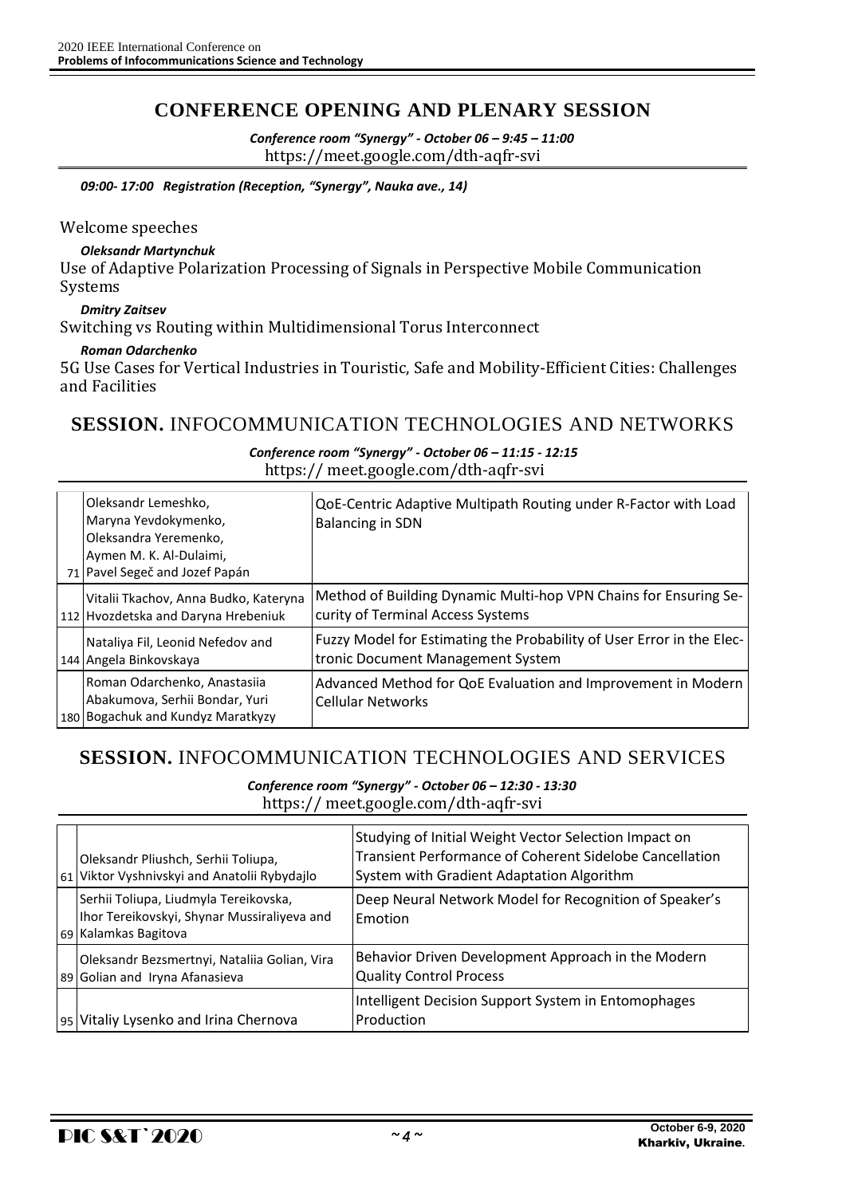## CONFERENCE OPENING AND PLENARY SESSION

***Conference room "Synergy" - October 06 – 9:45 – 11:00***
https://meet.google.com/dth-aqfr-svi

***09:00- 17:00 Registration (Reception, "Synergy", Nauka ave., 14)***

Welcome speeches

***Oleksandr Martynchuk***
Use of Adaptive Polarization Processing of Signals in Perspective Mobile Communication Systems

***Dmitry Zaitsev***
Switching vs Routing within Multidimensional Torus Interconnect

***Roman Odarchenko***
5G Use Cases for Vertical Industries in Touristic, Safe and Mobility-Efficient Cities: Challenges and Facilities

## **SESSION.** INFOCOMMUNICATION TECHNOLOGIES AND NETWORKS

***Conference room "Synergy" - October 06 – 11:15 - 12:15***
https:// meet.google.com/dth-aqfr-svi

| | | |
|---|---|---|
| 71 | Oleksandr Lemeshko, Maryna Yevdokymenko, Oleksandra Yeremenko, Aymen M. K. Al-Dulaimi, Pavel Segeč and Jozef Papán | QoE-Centric Adaptive Multipath Routing under R-Factor with Load Balancing in SDN |
| 112 | Vitalii Tkachov, Anna Budko, Kateryna Hvozdetska and Daryna Hrebeniuk | Method of Building Dynamic Multi-hop VPN Chains for Ensuring Security of Terminal Access Systems |
| 144 | Nataliya Fil, Leonid Nefedov and Angela Binkovskaya | Fuzzy Model for Estimating the Probability of User Error in the Electronic Document Management System |
| 180 | Roman Odarchenko, Anastasiia Abakumova, Serhii Bondar, Yuri Bogachuk and Kundyz Maratkyzy | Advanced Method for QoE Evaluation and Improvement in Modern Cellular Networks |

## **SESSION.** INFOCOMMUNICATION TECHNOLOGIES AND SERVICES

***Conference room "Synergy" - October 06 – 12:30 - 13:30***
https:// meet.google.com/dth-aqfr-svi

| | | |
|---|---|---|
| 61 | Oleksandr Pliushch, Serhii Toliupa, Viktor Vyshnivskyi and Anatolii Rybydajlo | Studying of Initial Weight Vector Selection Impact on Transient Performance of Coherent Sidelobe Cancellation System with Gradient Adaptation Algorithm |
| 69 | Serhii Toliupa, Liudmyla Tereikovska, Ihor Tereikovskyi, Shynar Mussiraliyeva and Kalamkas Bagitova | Deep Neural Network Model for Recognition of Speaker's Emotion |
| 89 | Oleksandr Bezsmertnyi, Nataliia Golian, Vira Golian and Iryna Afanasieva | Behavior Driven Development Approach in the Modern Quality Control Process |
| 95 | Vitaliy Lysenko and Irina Chernova | Intelligent Decision Support System in Entomophages Production |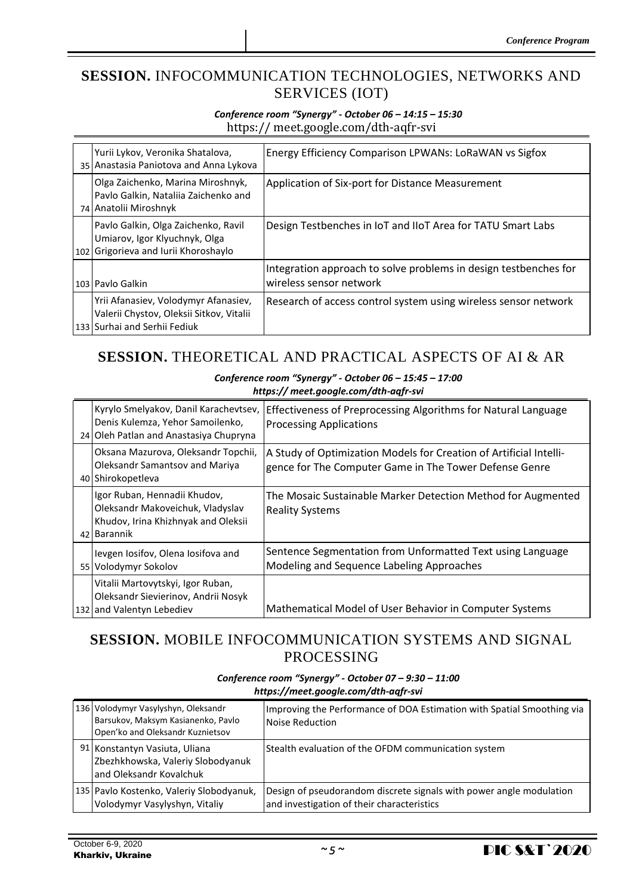## **SESSION.** INFOCOMMUNICATION TECHNOLOGIES, NETWORKS AND SERVICES (IOT)

***Conference room "Synergy" - October 06 – 14:15 – 15:30***
https:// meet.google.com/dth-aqfr-svi

| | | |
|---|---|---|
| 35 | Yurii Lykov, Veronika Shatalova, Anastasia Paniotova and Anna Lykova | Energy Efficiency Comparison LPWANs: LoRaWAN vs Sigfox |
| 74 | Olga Zaichenko, Marina Miroshnyk, Pavlo Galkin, Nataliia Zaichenko and Anatolii Miroshnyk | Application of Six-port for Distance Measurement |
| 102 | Pavlo Galkin, Olga Zaichenko, Ravil Umiarov, Igor Klyuchnyk, Olga Grigorieva and Iurii Khoroshaylo | Design Testbenches in IoT and IIoT Area for TATU Smart Labs |
| 103 | Pavlo Galkin | Integration approach to solve problems in design testbenches for wireless sensor network |
| 133 | Yrii Afanasiev, Volodymyr Afanasiev, Valerii Chystov, Oleksii Sitkov, Vitalii Surhai and Serhii Fediuk | Research of access control system using wireless sensor network |

## **SESSION.** THEORETICAL AND PRACTICAL ASPECTS OF AI & AR

***Conference room "Synergy" - October 06 – 15:45 – 17:00***
***https:// meet.google.com/dth-aqfr-svi***

| | | |
|---|---|---|
| 24 | Kyrylo Smelyakov, Danil Karachevtsev, Denis Kulemza, Yehor Samoilenko, Oleh Patlan and Anastasiya Chupryna | Effectiveness of Preprocessing Algorithms for Natural Language Processing Applications |
| 40 | Oksana Mazurova, Oleksandr Topchii, Oleksandr Samantsov and Mariya Shirokopetleva | A Study of Optimization Models for Creation of Artificial Intelli-gence for The Computer Game in The Tower Defense Genre |
| 42 | Igor Ruban, Hennadii Khudov, Oleksandr Makoveichuk, Vladyslav Khudov, Irina Khizhnyak and Oleksii Barannik | The Mosaic Sustainable Marker Detection Method for Augmented Reality Systems |
| 55 | Ievgen Iosifov, Olena Iosifova and Volodymyr Sokolov | Sentence Segmentation from Unformatted Text using Language Modeling and Sequence Labeling Approaches |
| 132 | Vitalii Martovytskyi, Igor Ruban, Oleksandr Sievierinov, Andrii Nosyk and Valentyn Lebediev | Mathematical Model of User Behavior in Computer Systems |

## **SESSION.** MOBILE INFOCOMMUNICATION SYSTEMS AND SIGNAL PROCESSING

***Conference room "Synergy" - October 07 – 9:30 – 11:00***
***https://meet.google.com/dth-aqfr-svi***

| | | |
|---|---|---|
| 136 | Volodymyr Vasylyshyn, Oleksandr Barsukov, Maksym Kasianenko, Pavlo Open'ko and Oleksandr Kuznietsov | Improving the Performance of DOA Estimation with Spatial Smoothing via Noise Reduction |
| 91 | Konstantyn Vasiuta, Uliana Zbezhkhowska, Valeriy Slobodyanuk and Oleksandr Kovalchuk | Stealth evaluation of the OFDM communication system |
| 135 | Pavlo Kostenko, Valeriy Slobodyanuk, Volodymyr Vasylyshyn, Vitaliy | Design of pseudorandom discrete signals with power angle modulation and investigation of their characteristics |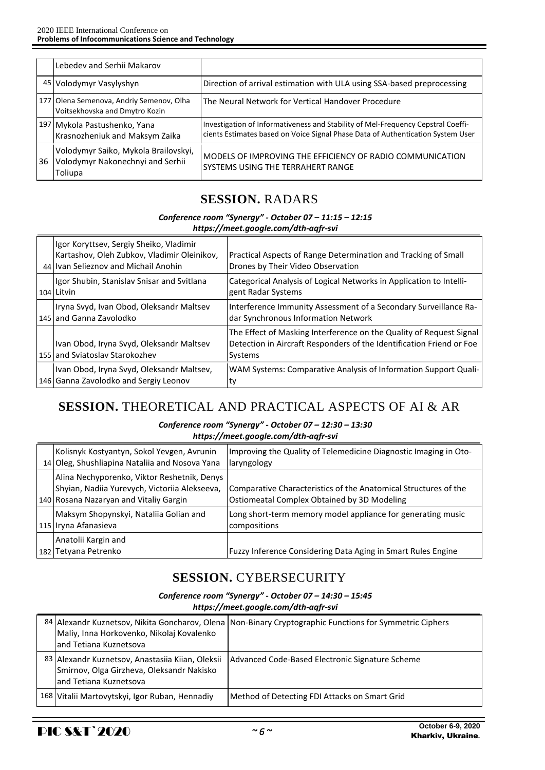| | | |
|---|---|---|
| | Lebedev and Serhii Makarov | |
| 45 | Volodymyr Vasylyshyn | Direction of arrival estimation with ULA using SSA-based preprocessing |
| 177 | Olena Semenova, Andriy Semenov, Olha Voitsekhovska and Dmytro Kozin | The Neural Network for Vertical Handover Procedure |
| 197 | Mykola Pastushenko, Yana Krasnozheniuk and Maksym Zaika | Investigation of Informativeness and Stability of Mel-Frequency Cepstral Coefficients Estimates based on Voice Signal Phase Data of Authentication System User |
| 36 | Volodymyr Saiko, Mykola Brailovskyi, Volodymyr Nakonechnyi and Serhii Toliupa | MODELS OF IMPROVING THE EFFICIENCY OF RADIO COMMUNICATION SYSTEMS USING THE TERRAHERT RANGE |

## **SESSION.** RADARS

***Conference room "Synergy" - October 07 – 11:15 – 12:15***
***https://meet.google.com/dth-aqfr-svi***

| | | |
|---|---|---|
| 44 | Igor Koryttsev, Sergiy Sheiko, Vladimir Kartashov, Oleh Zubkov, Vladimir Oleinikov, Ivan Selieznov and Michail Anohin | Practical Aspects of Range Determination and Tracking of Small Drones by Their Video Observation |
| 104 | Igor Shubin, Stanislav Snisar and Svitlana Litvin | Categorical Analysis of Logical Networks in Application to Intelligent Radar Systems |
| 145 | Iryna Svyd, Ivan Obod, Oleksandr Maltsev and Ganna Zavolodko | Interference Immunity Assessment of a Secondary Surveillance Radar Synchronous Information Network |
| 155 | Ivan Obod, Iryna Svyd, Oleksandr Maltsev and Sviatoslav Starokozhev | The Effect of Masking Interference on the Quality of Request Signal Detection in Aircraft Responders of the Identification Friend or Foe Systems |
| 146 | Ivan Obod, Iryna Svyd, Oleksandr Maltsev, Ganna Zavolodko and Sergiy Leonov | WAM Systems: Comparative Analysis of Information Support Quality |

## **SESSION.** THEORETICAL AND PRACTICAL ASPECTS OF AI & AR

***Conference room "Synergy" - October 07 – 12:30 – 13:30***
***https://meet.google.com/dth-aqfr-svi***

| | | |
|---|---|---|
| 14 | Kolisnyk Kostyantyn, Sokol Yevgen, Avrunin Oleg, Shushliapina Nataliia and Nosova Yana | Improving the Quality of Telemedicine Diagnostic Imaging in Otolaryngology |
| 140 | Alina Nechyporenko, Viktor Reshetnik, Denys Shyian, Nadiia Yurevych, Victoriia Alekseeva, Rosana Nazaryan and Vitaliy Gargin | Comparative Characteristics of the Anatomical Structures of the Ostiomeatal Complex Obtained by 3D Modeling |
| 115 | Maksym Shopynskyi, Nataliia Golian and Iryna Afanasieva | Long short-term memory model appliance for generating music compositions |
| 182 | Anatolii Kargin and Tetyana Petrenko | Fuzzy Inference Considering Data Aging in Smart Rules Engine |

## **SESSION.** CYBERSECURITY

***Conference room "Synergy" - October 07 – 14:30 – 15:45***
***https://meet.google.com/dth-aqfr-svi***

| | | |
|---|---|---|
| 84 | Alexandr Kuznetsov, Nikita Goncharov, Olena Maliy, Inna Horkovenko, Nikolaj Kovalenko and Tetiana Kuznetsova | Non-Binary Cryptographic Functions for Symmetric Ciphers |
| 83 | Alexandr Kuznetsov, Anastasiia Kiian, Oleksii Smirnov, Olga Girzheva, Oleksandr Nakisko and Tetiana Kuznetsova | Advanced Code-Based Electronic Signature Scheme |
| 168 | Vitalii Martovytskyi, Igor Ruban, Hennadiy | Method of Detecting FDI Attacks on Smart Grid |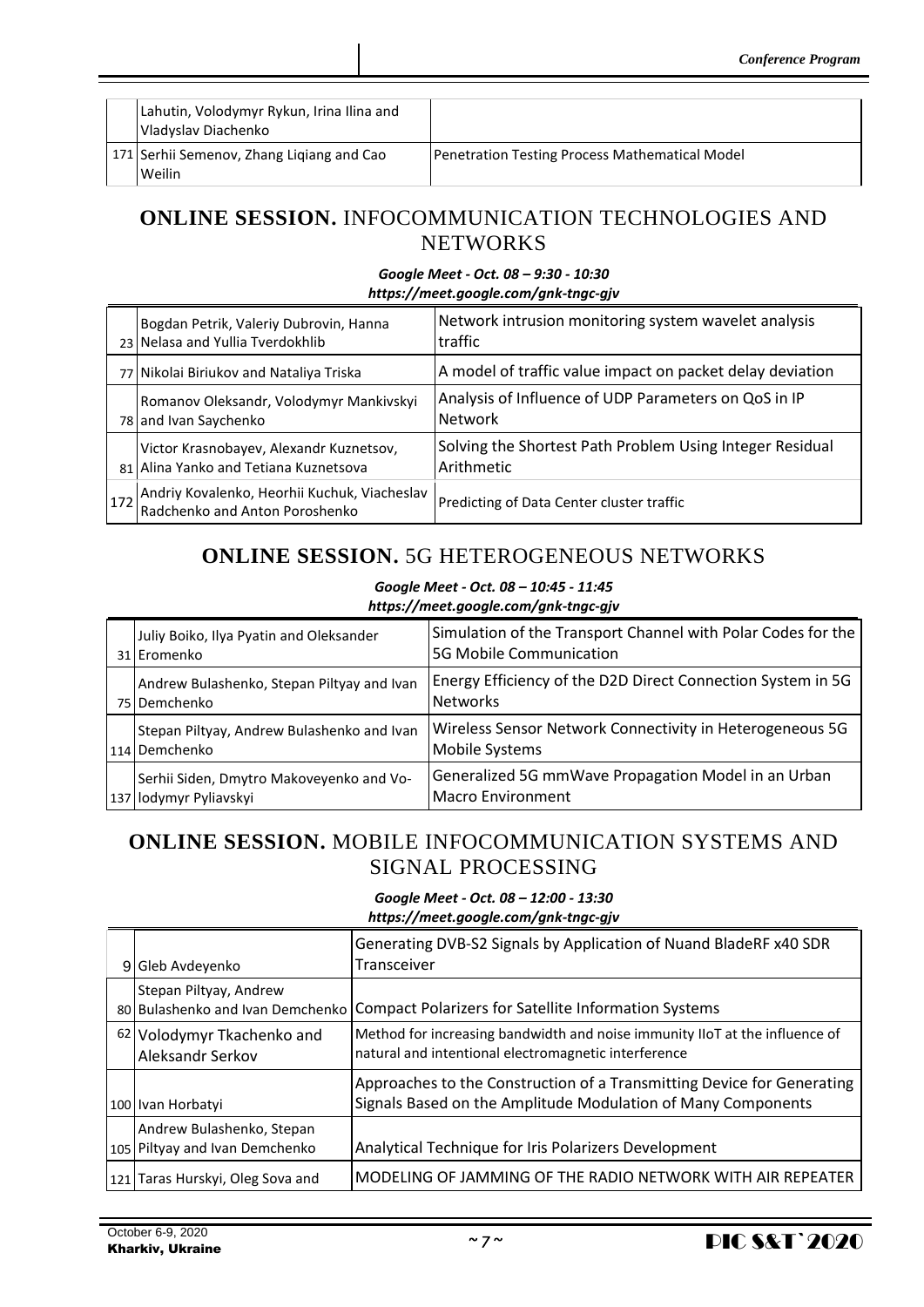| | | |
|---|---|---|
| | Lahutin, Volodymyr Rykun, Irina Ilina and Vladyslav Diachenko | |
| 171 | Serhii Semenov, Zhang Liqiang and Cao Weilin | Penetration Testing Process Mathematical Model |

## **ONLINE SESSION.** INFOCOMMUNICATION TECHNOLOGIES AND NETWORKS

***Google Meet - Oct. 08 – 9:30 - 10:30***
***https://meet.google.com/gnk-tngc-gjv***

| | | |
|---|---|---|
| 23 | Bogdan Petrik, Valeriy Dubrovin, Hanna Nelasa and Yullia Tverdokhlib | Network intrusion monitoring system wavelet analysis traffic |
| 77 | Nikolai Biriukov and Nataliya Triska | A model of traffic value impact on packet delay deviation |
| 78 | Romanov Oleksandr, Volodymyr Mankivskyi and Ivan Saychenko | Analysis of Influence of UDP Parameters on QoS in IP Network |
| 81 | Victor Krasnobayev, Alexandr Kuznetsov, Alina Yanko and Tetiana Kuznetsova | Solving the Shortest Path Problem Using Integer Residual Arithmetic |
| 172 | Andriy Kovalenko, Heorhii Kuchuk, Viacheslav Radchenko and Anton Poroshenko | Predicting of Data Center cluster traffic |

## **ONLINE SESSION.** 5G HETEROGENEOUS NETWORKS

***Google Meet - Oct. 08 – 10:45 - 11:45***
***https://meet.google.com/gnk-tngc-gjv***

| | | |
|---|---|---|
| 31 | Juliy Boiko, Ilya Pyatin and Oleksander Eromenko | Simulation of the Transport Channel with Polar Codes for the 5G Mobile Communication |
| 75 | Andrew Bulashenko, Stepan Piltyay and Ivan Demchenko | Energy Efficiency of the D2D Direct Connection System in 5G Networks |
| 114 | Stepan Piltyay, Andrew Bulashenko and Ivan Demchenko | Wireless Sensor Network Connectivity in Heterogeneous 5G Mobile Systems |
| 137 | Serhii Siden, Dmytro Makoveyenko and Vo-lodymyr Pyliavskyi | Generalized 5G mmWave Propagation Model in an Urban Macro Environment |

## **ONLINE SESSION.** MOBILE INFOCOMMUNICATION SYSTEMS AND SIGNAL PROCESSING

***Google Meet - Oct. 08 – 12:00 - 13:30***
***https://meet.google.com/gnk-tngc-gjv***

| | | |
|---|---|---|
| 9 | Gleb Avdeyenko | Generating DVB-S2 Signals by Application of Nuand BladeRF x40 SDR Transceiver |
| 80 | Stepan Piltyay, Andrew Bulashenko and Ivan Demchenko | Compact Polarizers for Satellite Information Systems |
| 62 | Volodymyr Tkachenko and Aleksandr Serkov | Method for increasing bandwidth and noise immunity IIoT at the influence of natural and intentional electromagnetic interference |
| 100 | Ivan Horbatyi | Approaches to the Construction of a Transmitting Device for Generating Signals Based on the Amplitude Modulation of Many Components |
| 105 | Andrew Bulashenko, Stepan Piltyay and Ivan Demchenko | Analytical Technique for Iris Polarizers Development |
| 121 | Taras Hurskyi, Oleg Sova and | MODELING OF JAMMING OF THE RADIO NETWORK WITH AIR REPEATER |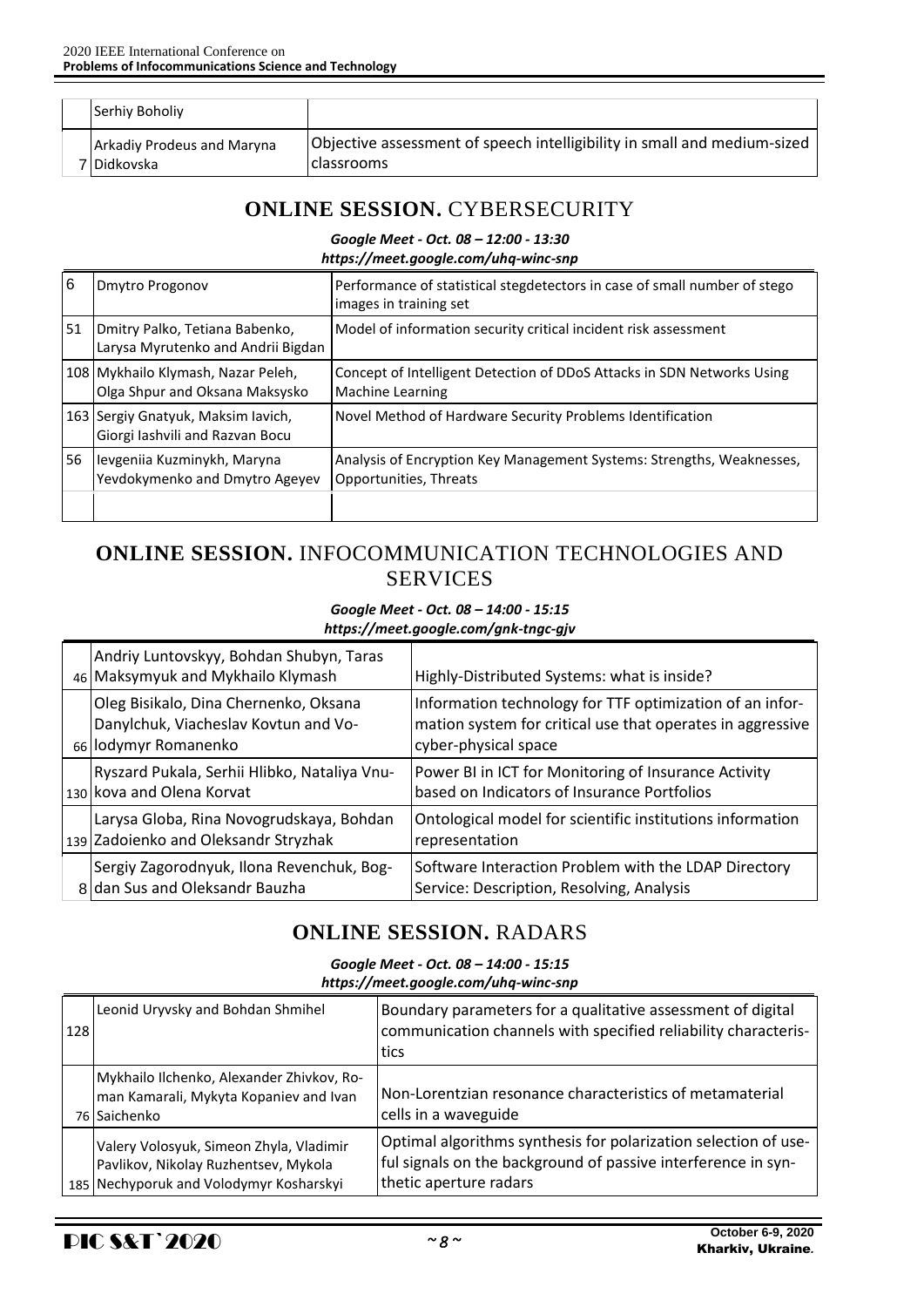|  | Serhiy Boholiy |  |
|---|---|---|
| 7 | Arkadiy Prodeus and Maryna Didkovska | Objective assessment of speech intelligibility in small and medium-sized classrooms |

## **ONLINE SESSION.** CYBERSECURITY

***Google Meet - Oct. 08 – 12:00 - 13:30***
***https://meet.google.com/uhq-winc-snp***

| | | |
|---|---|---|
| 6 | Dmytro Progonov | Performance of statistical stegdetectors in case of small number of stego images in training set |
| 51 | Dmitry Palko, Tetiana Babenko, Larysa Myrutenko and Andrii Bigdan | Model of information security critical incident risk assessment |
| 108 | Mykhailo Klymash, Nazar Peleh, Olga Shpur and Oksana Maksysko | Concept of Intelligent Detection of DDoS Attacks in SDN Networks Using Machine Learning |
| 163 | Sergiy Gnatyuk, Maksim Iavich, Giorgi Iashvili and Razvan Bocu | Novel Method of Hardware Security Problems Identification |
| 56 | Ievgeniia Kuzminykh, Maryna Yevdokymenko and Dmytro Ageyev | Analysis of Encryption Key Management Systems: Strengths, Weaknesses, Opportunities, Threats |
| | | |

## **ONLINE SESSION.** INFOCOMMUNICATION TECHNOLOGIES AND SERVICES

***Google Meet - Oct. 08 – 14:00 - 15:15***
***https://meet.google.com/gnk-tngc-gjv***

| | | |
|---|---|---|
| 46 | Andriy Luntovskyy, Bohdan Shubyn, Taras Maksymyuk and Mykhailo Klymash | Highly-Distributed Systems: what is inside? |
| 66 | Oleg Bisikalo, Dina Chernenko, Oksana Danylchuk, Viacheslav Kovtun and Volodymyr Romanenko | Information technology for TTF optimization of an information system for critical use that operates in aggressive cyber-physical space |
| 130 | Ryszard Pukala, Serhii Hlibko, Nataliya Vnukova and Olena Korvat | Power BI in ICT for Monitoring of Insurance Activity based on Indicators of Insurance Portfolios |
| 139 | Larysa Globa, Rina Novogrudskaya, Bohdan Zadoienko and Oleksandr Stryzhak | Ontological model for scientific institutions information representation |
| 8 | Sergiy Zagorodnyuk, Ilona Revenchuk, Bogdan Sus and Oleksandr Bauzha | Software Interaction Problem with the LDAP Directory Service: Description, Resolving, Analysis |

## **ONLINE SESSION.** RADARS

***Google Meet - Oct. 08 – 14:00 - 15:15***
***https://meet.google.com/uhq-winc-snp***

| | | |
|---|---|---|
| 128 | Leonid Uryvsky and Bohdan Shmihel | Boundary parameters for a qualitative assessment of digital communication channels with specified reliability characteristics |
| 76 | Mykhailo Ilchenko, Alexander Zhivkov, Roman Kamarali, Mykyta Kopaniev and Ivan Saichenko | Non-Lorentzian resonance characteristics of metamaterial cells in a waveguide |
| 185 | Valery Volosyuk, Simeon Zhyla, Vladimir Pavlikov, Nikolay Ruzhentsev, Mykola Nechyporuk and Volodymyr Kosharskyi | Optimal algorithms synthesis for polarization selection of useful signals on the background of passive interference in synthetic aperture radars |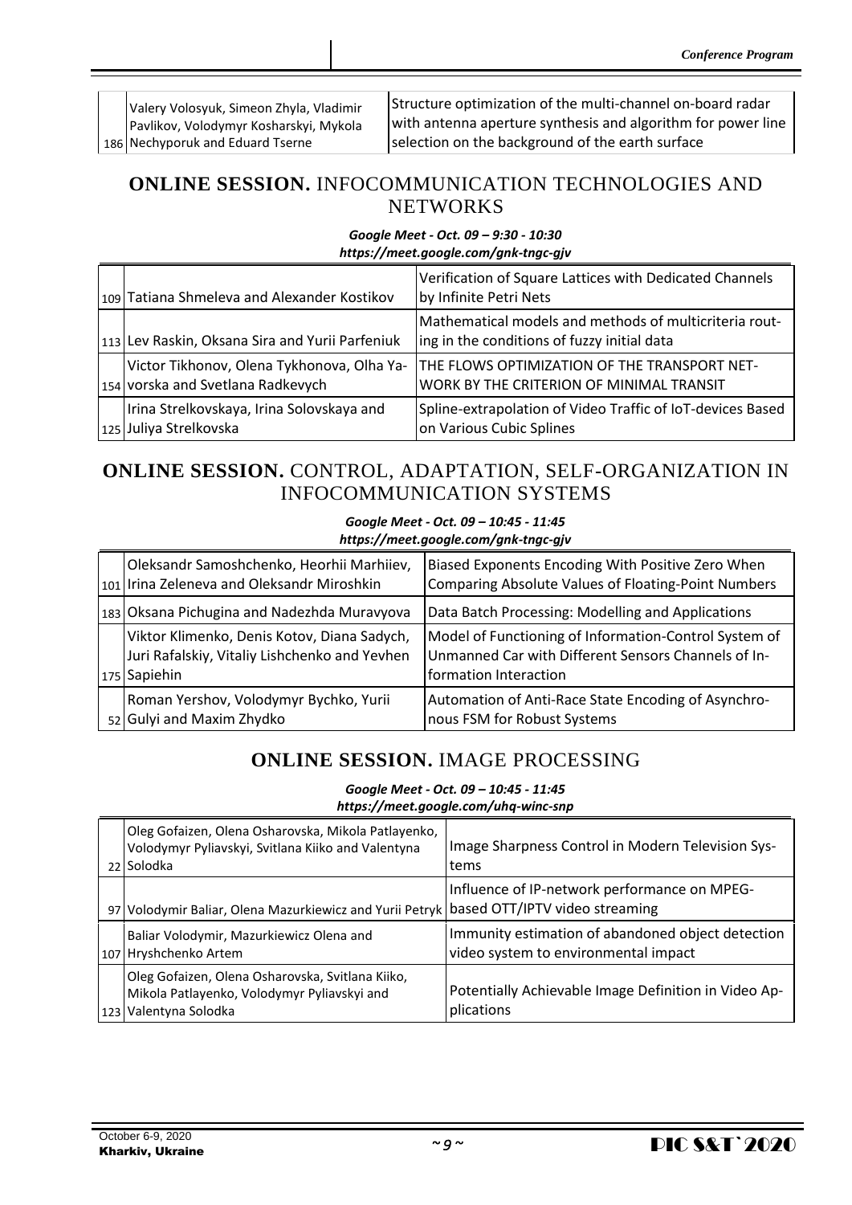| | | |
|---|---|---|
| 186 | Valery Volosyuk, Simeon Zhyla, Vladimir Pavlikov, Volodymyr Kosharskyi, Mykola Nechyporuk and Eduard Tserne | Structure optimization of the multi-channel on-board radar with antenna aperture synthesis and algorithm for power line selection on the background of the earth surface |

## ONLINE SESSION. INFOCOMMUNICATION TECHNOLOGIES AND NETWORKS

***Google Meet - Oct. 09 – 9:30 - 10:30***
***https://meet.google.com/gnk-tngc-gjv***

| | | |
|---|---|---|
| 109 | Tatiana Shmeleva and Alexander Kostikov | Verification of Square Lattices with Dedicated Channels by Infinite Petri Nets |
| 113 | Lev Raskin, Oksana Sira and Yurii Parfeniuk | Mathematical models and methods of multicriteria routing in the conditions of fuzzy initial data |
| 154 | Victor Tikhonov, Olena Tykhonova, Olha Yavorska and Svetlana Radkevych | THE FLOWS OPTIMIZATION OF THE TRANSPORT NETWORK BY THE CRITERION OF MINIMAL TRANSIT |
| 125 | Irina Strelkovskaya, Irina Solovskaya and Juliya Strelkovska | Spline-extrapolation of Video Traffic of IoT-devices Based on Various Cubic Splines |

## ONLINE SESSION. CONTROL, ADAPTATION, SELF-ORGANIZATION IN INFOCOMMUNICATION SYSTEMS

***Google Meet - Oct. 09 – 10:45 - 11:45***
***https://meet.google.com/gnk-tngc-gjv***

| | | |
|---|---|---|
| 101 | Oleksandr Samoshchenko, Heorhii Marhiiev, Irina Zeleneva and Oleksandr Miroshkin | Biased Exponents Encoding With Positive Zero When Comparing Absolute Values of Floating-Point Numbers |
| 183 | Oksana Pichugina and Nadezhda Muravyova | Data Batch Processing: Modelling and Applications |
| 175 | Viktor Klimenko, Denis Kotov, Diana Sadych, Juri Rafalskiy, Vitaliy Lishchenko and Yevhen Sapiehin | Model of Functioning of Information-Control System of Unmanned Car with Different Sensors Channels of Information Interaction |
| 52 | Roman Yershov, Volodymyr Bychko, Yurii Gulyi and Maxim Zhydko | Automation of Anti-Race State Encoding of Asynchronous FSM for Robust Systems |

## ONLINE SESSION. IMAGE PROCESSING

***Google Meet - Oct. 09 – 10:45 - 11:45***
***https://meet.google.com/uhq-winc-snp***

| | | |
|---|---|---|
| 22 | Oleg Gofaizen, Olena Osharovska, Mikola Patlayenko, Volodymyr Pyliavskyi, Svitlana Kiiko and Valentyna Solodka | Image Sharpness Control in Modern Television Systems |
| 97 | Volodymir Baliar, Olena Mazurkiewicz and Yurii Petryk | Influence of IP-network performance on MPEG-based OTT/IPTV video streaming |
| 107 | Baliar Volodymir, Mazurkiewicz Olena and Hryshchenko Artem | Immunity estimation of abandoned object detection video system to environmental impact |
| 123 | Oleg Gofaizen, Olena Osharovska, Svitlana Kiiko, Mikola Patlayenko, Volodymyr Pyliavskyi and Valentyna Solodka | Potentially Achievable Image Definition in Video Applications |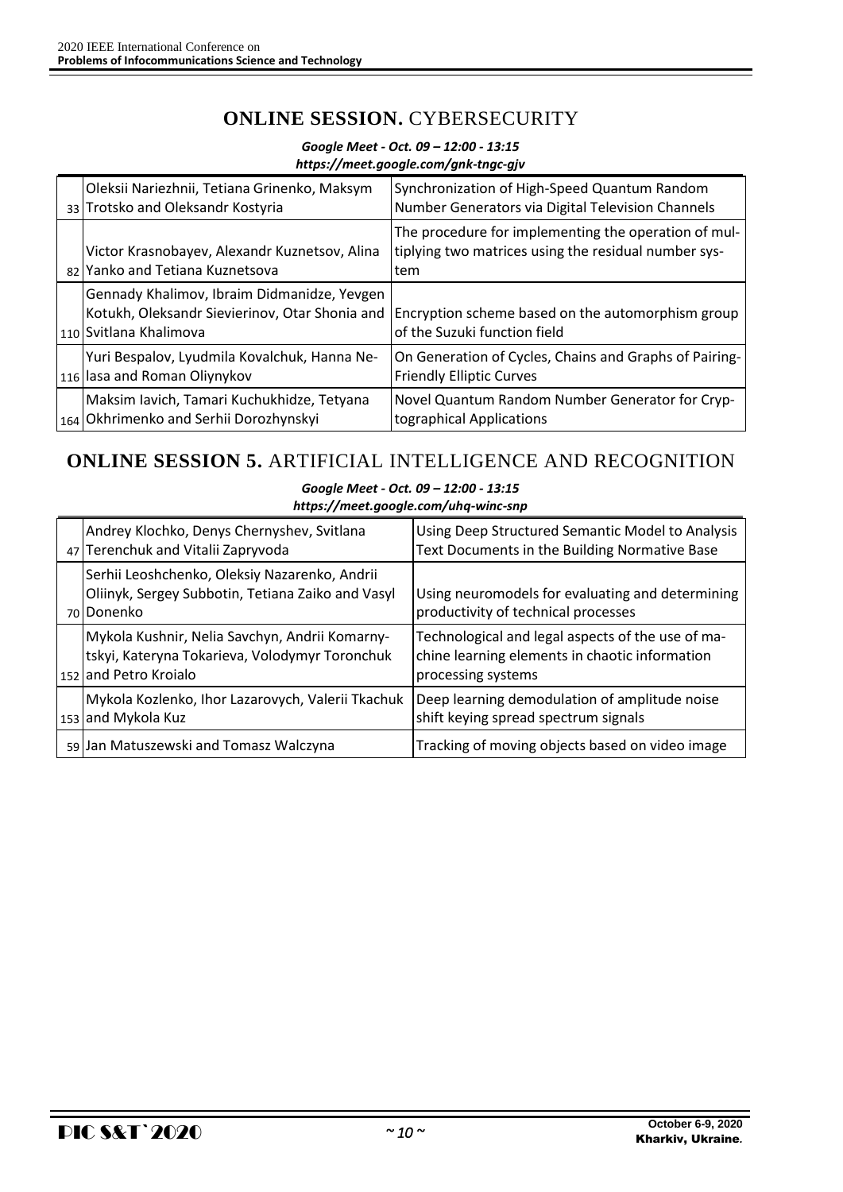## ONLINE SESSION. CYBERSECURITY

***Google Meet - Oct. 09 – 12:00 - 13:15***
***https://meet.google.com/gnk-tngc-gjv***

| | | |
|---|---|---|
| 33 | Oleksii Nariezhnii, Tetiana Grinenko, Maksym Trotsko and Oleksandr Kostyria | Synchronization of High-Speed Quantum Random Number Generators via Digital Television Channels |
| 82 | Victor Krasnobayev, Alexandr Kuznetsov, Alina Yanko and Tetiana Kuznetsova | The procedure for implementing the operation of multiplying two matrices using the residual number system |
| 110 | Gennady Khalimov, Ibraim Didmanidze, Yevgen Kotukh, Oleksandr Sievierinov, Otar Shonia and Svitlana Khalimova | Encryption scheme based on the automorphism group of the Suzuki function field |
| 116 | Yuri Bespalov, Lyudmila Kovalchuk, Hanna Nelasa and Roman Oliynykov | On Generation of Cycles, Chains and Graphs of Pairing-Friendly Elliptic Curves |
| 164 | Maksim Iavich, Tamari Kuchukhidze, Tetyana Okhrimenko and Serhii Dorozhynskyi | Novel Quantum Random Number Generator for Cryptographical Applications |

## ONLINE SESSION 5. ARTIFICIAL INTELLIGENCE AND RECOGNITION

***Google Meet - Oct. 09 – 12:00 - 13:15***
***https://meet.google.com/uhq-winc-snp***

| | | |
|---|---|---|
| 47 | Andrey Klochko, Denys Chernyshev, Svitlana Terenchuk and Vitalii Zapryvoda | Using Deep Structured Semantic Model to Analysis Text Documents in the Building Normative Base |
| 70 | Serhii Leoshchenko, Oleksiy Nazarenko, Andrii Oliinyk, Sergey Subbotin, Tetiana Zaiko and Vasyl Donenko | Using neuromodels for evaluating and determining productivity of technical processes |
| 152 | Mykola Kushnir, Nelia Savchyn, Andrii Komarnytskyi, Kateryna Tokarieva, Volodymyr Toronchuk and Petro Kroialo | Technological and legal aspects of the use of machine learning elements in chaotic information processing systems |
| 153 | Mykola Kozlenko, Ihor Lazarovych, Valerii Tkachuk and Mykola Kuz | Deep learning demodulation of amplitude noise shift keying spread spectrum signals |
| 59 | Jan Matuszewski and Tomasz Walczyna | Tracking of moving objects based on video image |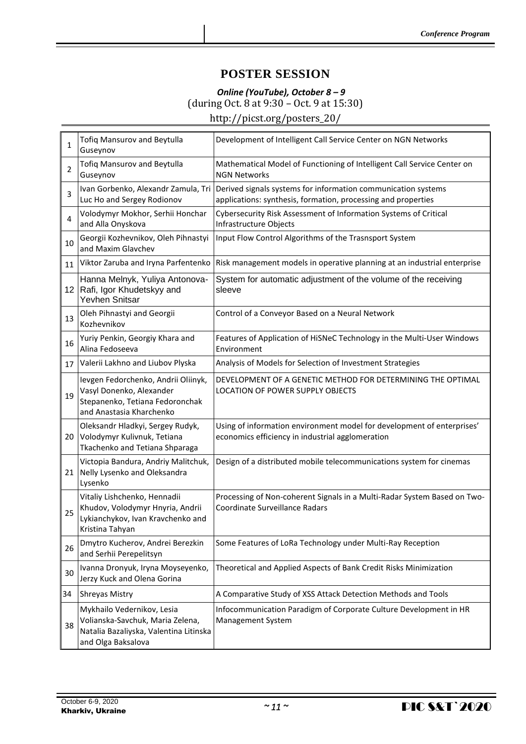## POSTER SESSION

***Online (YouTube), October 8 – 9***
(during Oct. 8 at 9:30 – Oct. 9 at 15:30)
http://picst.org/posters_20/

| | | |
|---|---|---|
| 1 | Tofiq Mansurov and Beytulla Guseynov | Development of Intelligent Call Service Center on NGN Networks |
| 2 | Tofiq Mansurov and Beytulla Guseynov | Mathematical Model of Functioning of Intelligent Call Service Center on NGN Networks |
| 3 | Ivan Gorbenko, Alexandr Zamula, Tri Luc Ho and Sergey Rodionov | Derived signals systems for information communication systems applications: synthesis, formation, processing and properties |
| 4 | Volodymyr Mokhor, Serhii Honchar and Alla Onyskova | Cybersecurity Risk Assessment of Information Systems of Critical Infrastructure Objects |
| 10 | Georgii Kozhevnikov, Oleh Pihnastyi and Maxim Glavchev | Input Flow Control Algorithms of the Trasnsport System |
| 11 | Viktor Zaruba and Iryna Parfentenko | Risk management models in operative planning at an industrial enterprise |
| 12 | Hanna Melnyk, Yuliya Antonova-Rafi, Igor Khudetskyy and Yevhen Snitsar | System for automatic adjustment of the volume of the receiving sleeve |
| 13 | Oleh Pihnastyi and Georgii Kozhevnikov | Control of a Conveyor Based on a Neural Network |
| 16 | Yuriy Penkin, Georgiy Khara and Alina Fedoseeva | Features of Application of HiSNeC Technology in the Multi-User Windows Environment |
| 17 | Valerii Lakhno and Liubov Plyska | Analysis of Models for Selection of Investment Strategies |
| 19 | Ievgen Fedorchenko, Andrii Oliinyk, Vasyl Donenko, Alexander Stepanenko, Tetiana Fedoronchak and Anastasia Kharchenko | DEVELOPMENT OF A GENETIC METHOD FOR DETERMINING THE OPTIMAL LOCATION OF POWER SUPPLY OBJECTS |
| 20 | Oleksandr Hladkyi, Sergey Rudyk, Volodymyr Kulivnuk, Tetiana Tkachenko and Tetiana Shparaga | Using of information environment model for development of enterprises' economics efficiency in industrial agglomeration |
| 21 | Victopia Bandura, Andriy Malitchuk, Nelly Lysenko and Oleksandra Lysenko | Design of a distributed mobile telecommunications system for cinemas |
| 25 | Vitaliy Lishchenko, Hennadii Khudov, Volodymyr Hnyria, Andrii Lykianchykov, Ivan Kravchenko and Kristina Tahyan | Processing of Non-coherent Signals in a Multi-Radar System Based on Two-Coordinate Surveillance Radars |
| 26 | Dmytro Kucherov, Andrei Berezkin and Serhii Perepelitsyn | Some Features of LoRa Technology under Multi-Ray Reception |
| 30 | Ivanna Dronyuk, Iryna Moyseyenko, Jerzy Kuck and Olena Gorina | Theoretical and Applied Aspects of Bank Credit Risks Minimization |
| 34 | Shreyas Mistry | A Comparative Study of XSS Attack Detection Methods and Tools |
| 38 | Mykhailo Vedernikov, Lesia Volianska-Savchuk, Maria Zelena, Natalia Bazaliyska, Valentina Litinska and Olga Baksalova | Infocommunication Paradigm of Corporate Culture Development in HR Management System |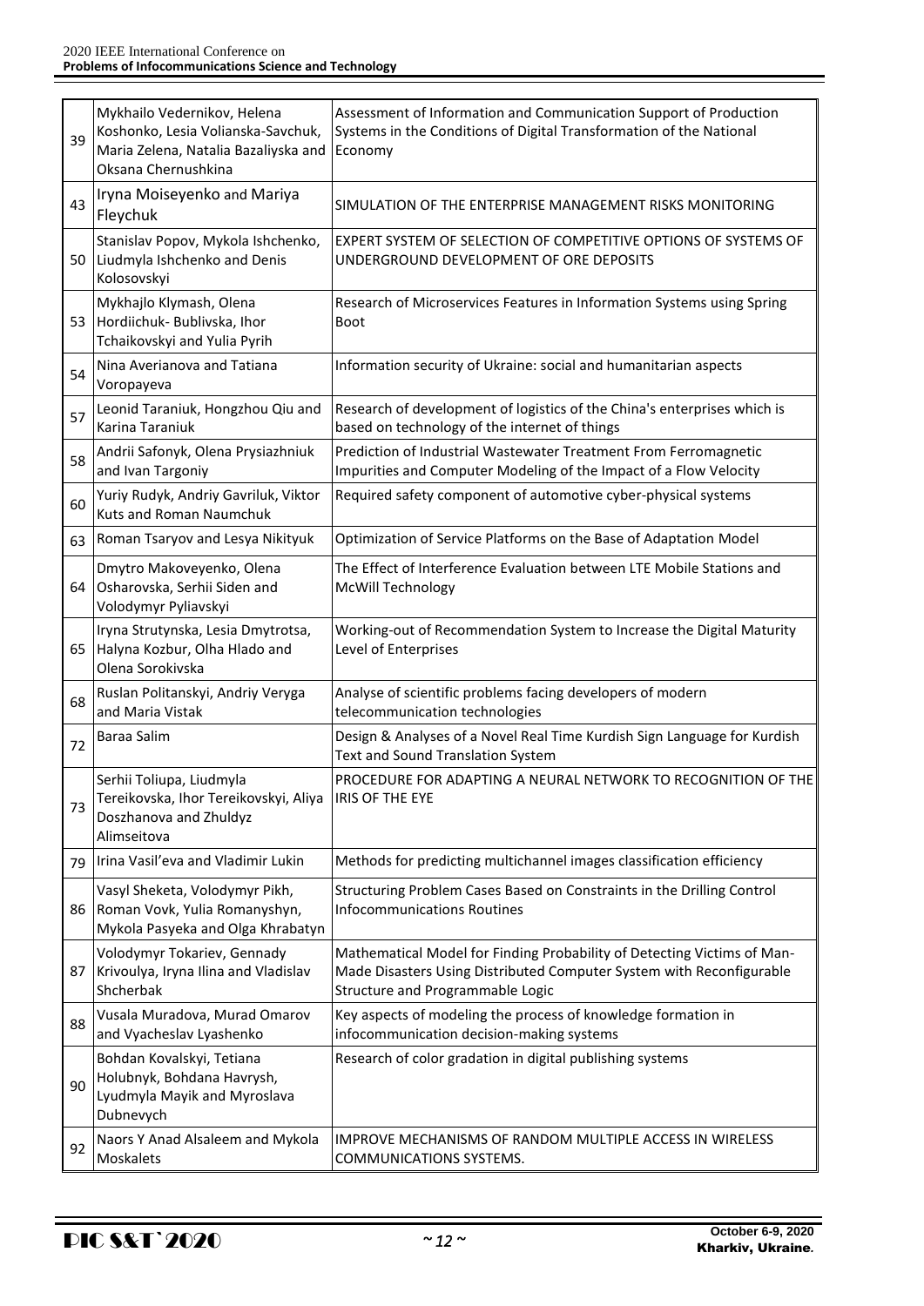| | | |
|---|---|---|
| 39 | Mykhailo Vedernikov, Helena Koshonko, Lesia Volianska-Savchuk, Maria Zelena, Natalia Bazaliyska and Oksana Chernushkina | Assessment of Information and Communication Support of Production Systems in the Conditions of Digital Transformation of the National Economy |
| 43 | Iryna Moiseyenko and Mariya Fleychuk | SIMULATION OF THE ENTERPRISE MANAGEMENT RISKS MONITORING |
| 50 | Stanislav Popov, Mykola Ishchenko, Liudmyla Ishchenko and Denis Kolosovskyi | EXPERT SYSTEM OF SELECTION OF COMPETITIVE OPTIONS OF SYSTEMS OF UNDERGROUND DEVELOPMENT OF ORE DEPOSITS |
| 53 | Mykhajlo Klymash, Olena Hordiichuk- Bublivska, Ihor Tchaikovskyi and Yulia Pyrih | Research of Microservices Features in Information Systems using Spring Boot |
| 54 | Nina Averianova and Tatiana Voropayeva | Information security of Ukraine: social and humanitarian aspects |
| 57 | Leonid Taraniuk, Hongzhou Qiu and Karina Taraniuk | Research of development of logistics of the China's enterprises which is based on technology of the internet of things |
| 58 | Andrii Safonyk, Olena Prysiazhniuk and Ivan Targoniy | Prediction of Industrial Wastewater Treatment From Ferromagnetic Impurities and Computer Modeling of the Impact of a Flow Velocity |
| 60 | Yuriy Rudyk, Andriy Gavriluk, Viktor Kuts and Roman Naumchuk | Required safety component of automotive cyber-physical systems |
| 63 | Roman Tsaryov and Lesya Nikityuk | Optimization of Service Platforms on the Base of Adaptation Model |
| 64 | Dmytro Makoveyenko, Olena Osharovska, Serhii Siden and Volodymyr Pyliavskyi | The Effect of Interference Evaluation between LTE Mobile Stations and McWill Technology |
| 65 | Iryna Strutynska, Lesia Dmytrotsa, Halyna Kozbur, Olha Hlado and Olena Sorokivska | Working-out of Recommendation System to Increase the Digital Maturity Level of Enterprises |
| 68 | Ruslan Politanskyi, Andriy Veryga and Maria Vistak | Analyse of scientific problems facing developers of modern telecommunication technologies |
| 72 | Baraa Salim | Design & Analyses of a Novel Real Time Kurdish Sign Language for Kurdish Text and Sound Translation System |
| 73 | Serhii Toliupa, Liudmyla Tereikovska, Ihor Tereikovskyi, Aliya Doszhanova and Zhuldyz Alimseitova | PROCEDURE FOR ADAPTING A NEURAL NETWORK TO RECOGNITION OF THE IRIS OF THE EYE |
| 79 | Irina Vasil'eva and Vladimir Lukin | Methods for predicting multichannel images classification efficiency |
| 86 | Vasyl Sheketa, Volodymyr Pikh, Roman Vovk, Yulia Romanyshyn, Mykola Pasyeka and Olga Khrabatyn | Structuring Problem Cases Based on Constraints in the Drilling Control Infocommunications Routines |
| 87 | Volodymyr Tokariev, Gennady Krivoulya, Iryna Ilina and Vladislav Shcherbak | Mathematical Model for Finding Probability of Detecting Victims of Man-Made Disasters Using Distributed Computer System with Reconfigurable Structure and Programmable Logic |
| 88 | Vusala Muradova, Murad Omarov and Vyacheslav Lyashenko | Key aspects of modeling the process of knowledge formation in infocommunication decision-making systems |
| 90 | Bohdan Kovalskyi, Tetiana Holubnyk, Bohdana Havrysh, Lyudmyla Mayik and Myroslava Dubnevych | Research of color gradation in digital publishing systems |
| 92 | Naors Y Anad Alsaleem and Mykola Moskalets | IMPROVE MECHANISMS OF RANDOM MULTIPLE ACCESS IN WIRELESS COMMUNICATIONS SYSTEMS. |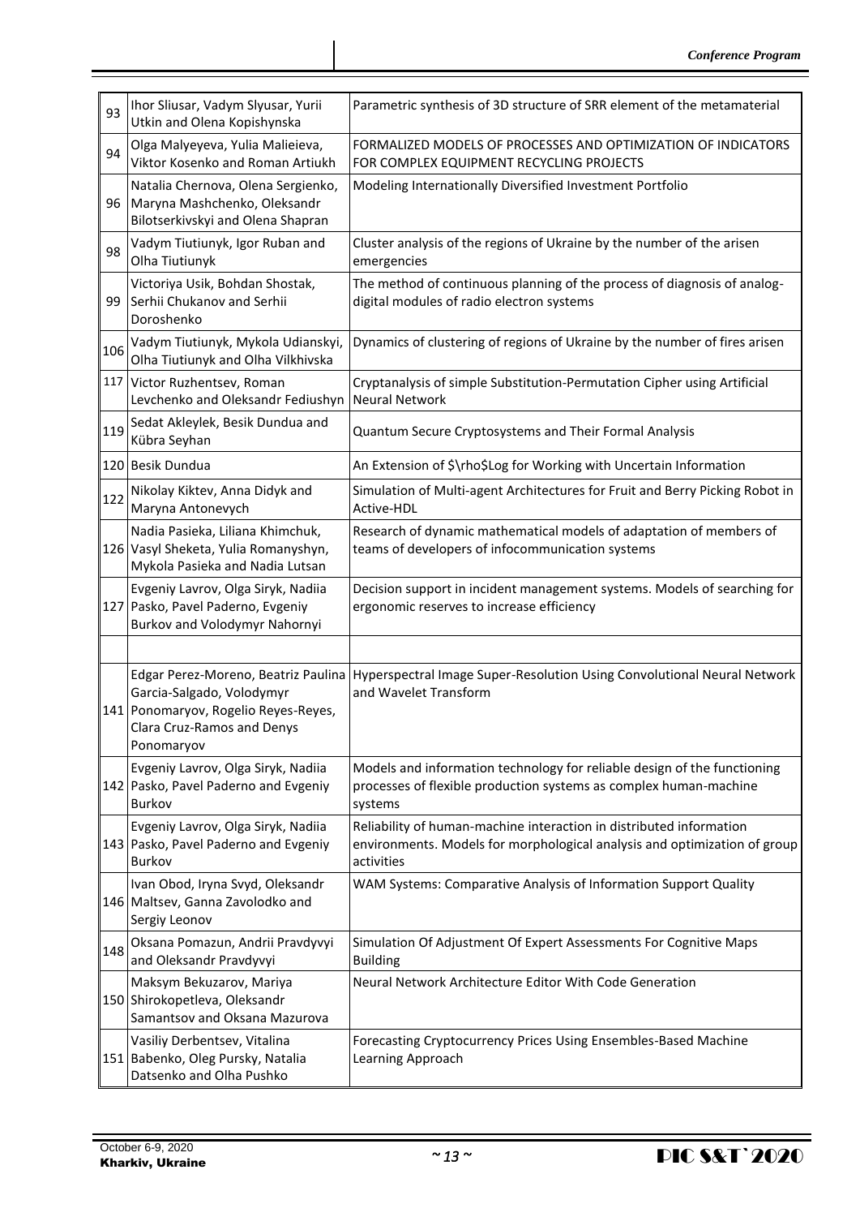| | | |
|---|---|---|
| 93 | Ihor Sliusar, Vadym Slyusar, Yurii Utkin and Olena Kopishynska | Parametric synthesis of 3D structure of SRR element of the metamaterial |
| 94 | Olga Malyeyeva, Yulia Malieieva, Viktor Kosenko and Roman Artiukh | FORMALIZED MODELS OF PROCESSES AND OPTIMIZATION OF INDICATORS FOR COMPLEX EQUIPMENT RECYCLING PROJECTS |
| 96 | Natalia Chernova, Olena Sergienko, Maryna Mashchenko, Oleksandr Bilotserkivskyi and Olena Shapran | Modeling Internationally Diversified Investment Portfolio |
| 98 | Vadym Tiutiunyk, Igor Ruban and Olha Tiutiunyk | Cluster analysis of the regions of Ukraine by the number of the arisen emergencies |
| 99 | Victoriya Usik, Bohdan Shostak, Serhii Chukanov and Serhii Doroshenko | The method of continuous planning of the process of diagnosis of analog-digital modules of radio electron systems |
| 106 | Vadym Tiutiunyk, Mykola Udianskyi, Olha Tiutiunyk and Olha Vilkhivska | Dynamics of clustering of regions of Ukraine by the number of fires arisen |
| 117 | Victor Ruzhentsev, Roman Levchenko and Oleksandr Fediushyn | Cryptanalysis of simple Substitution-Permutation Cipher using Artificial Neural Network |
| 119 | Sedat Akleylek, Besik Dundua and Kübra Seyhan | Quantum Secure Cryptosystems and Their Formal Analysis |
| 120 | Besik Dundua | An Extension of $\rho$Log for Working with Uncertain Information |
| 122 | Nikolay Kiktev, Anna Didyk and Maryna Antonevych | Simulation of Multi-agent Architectures for Fruit and Berry Picking Robot in Active-HDL |
| 126 | Nadia Pasieka, Liliana Khimchuk, Vasyl Sheketa, Yulia Romanyshyn, Mykola Pasieka and Nadia Lutsan | Research of dynamic mathematical models of adaptation of members of teams of developers of infocommunication systems |
| 127 | Evgeniy Lavrov, Olga Siryk, Nadiia Pasko, Pavel Paderno, Evgeniy Burkov and Volodymyr Nahornyi | Decision support in incident management systems. Models of searching for ergonomic reserves to increase efficiency |
| | | |
| 141 | Edgar Perez-Moreno, Beatriz Paulina Garcia-Salgado, Volodymyr Ponomaryov, Rogelio Reyes-Reyes, Clara Cruz-Ramos and Denys Ponomaryov | Hyperspectral Image Super-Resolution Using Convolutional Neural Network and Wavelet Transform |
| 142 | Evgeniy Lavrov, Olga Siryk, Nadiia Pasko, Pavel Paderno and Evgeniy Burkov | Models and information technology for reliable design of the functioning processes of flexible production systems as complex human-machine systems |
| 143 | Evgeniy Lavrov, Olga Siryk, Nadiia Pasko, Pavel Paderno and Evgeniy Burkov | Reliability of human-machine interaction in distributed information environments. Models for morphological analysis and optimization of group activities |
| 146 | Ivan Obod, Iryna Svyd, Oleksandr Maltsev, Ganna Zavolodko and Sergiy Leonov | WAM Systems: Comparative Analysis of Information Support Quality |
| 148 | Oksana Pomazun, Andrii Pravdyvyi and Oleksandr Pravdyvyi | Simulation Of Adjustment Of Expert Assessments For Cognitive Maps Building |
| 150 | Maksym Bekuzarov, Mariya Shirokopetleva, Oleksandr Samantsov and Oksana Mazurova | Neural Network Architecture Editor With Code Generation |
| 151 | Vasiliy Derbentsev, Vitalina Babenko, Oleg Pursky, Natalia Datsenko and Olha Pushko | Forecasting Cryptocurrency Prices Using Ensembles-Based Machine Learning Approach |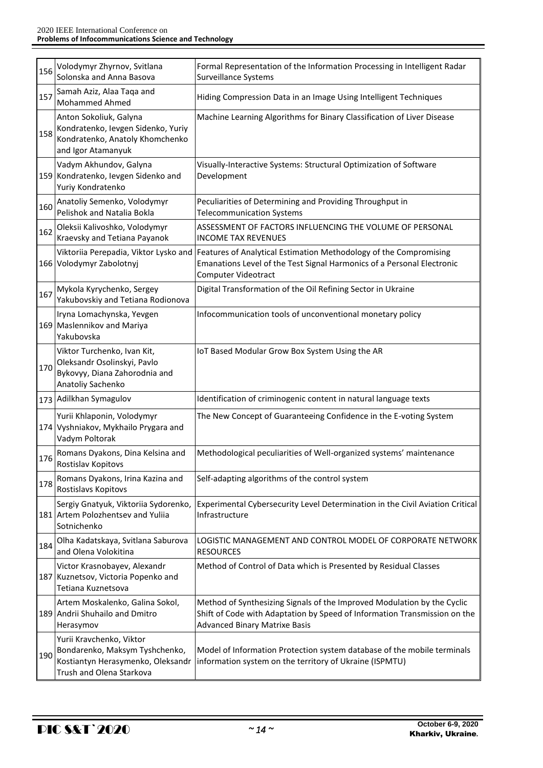| | | |
|---|---|---|
| 156 | Volodymyr Zhyrnov, Svitlana Solonska and Anna Basova | Formal Representation of the Information Processing in Intelligent Radar Surveillance Systems |
| 157 | Samah Aziz, Alaa Taqa and Mohammed Ahmed | Hiding Compression Data in an Image Using Intelligent Techniques |
| 158 | Anton Sokoliuk, Galyna Kondratenko, Ievgen Sidenko, Yuriy Kondratenko, Anatoly Khomchenko and Igor Atamanyuk | Machine Learning Algorithms for Binary Classification of Liver Disease |
| 159 | Vadym Akhundov, Galyna Kondratenko, Ievgen Sidenko and Yuriy Kondratenko | Visually-Interactive Systems: Structural Optimization of Software Development |
| 160 | Anatoliy Semenko, Volodymyr Pelishok and Natalia Bokla | Peculiarities of Determining and Providing Throughput in Telecommunication Systems |
| 162 | Oleksii Kalivoshko, Volodymyr Kraevsky and Tetiana Payanok | ASSESSMENT OF FACTORS INFLUENCING THE VOLUME OF PERSONAL INCOME TAX REVENUES |
| 166 | Viktoriia Perepadia, Viktor Lysko and Volodymyr Zabolotnyj | Features of Analytical Estimation Methodology of the Compromising Emanations Level of the Test Signal Harmonics of a Personal Electronic Computer Videotract |
| 167 | Mykola Kyrychenko, Sergey Yakubovskiy and Tetiana Rodionova | Digital Transformation of the Oil Refining Sector in Ukraine |
| 169 | Iryna Lomachynska, Yevgen Maslennikov and Mariya Yakubovska | Infocommunication tools of unconventional monetary policy |
| 170 | Viktor Turchenko, Ivan Kit, Oleksandr Osolinskyi, Pavlo Bykovyy, Diana Zahorodnia and Anatoliy Sachenko | IoT Based Modular Grow Box System Using the AR |
| 173 | Adilkhan Symagulov | Identification of criminogenic content in natural language texts |
| 174 | Yurii Khlaponin, Volodymyr Vyshniakov, Mykhailo Prygara and Vadym Poltorak | The New Concept of Guaranteeing Confidence in the E-voting System |
| 176 | Romans Dyakons, Dina Kelsina and Rostislav Kopitovs | Methodological peculiarities of Well-organized systems' maintenance |
| 178 | Romans Dyakons, Irina Kazina and Rostislavs Kopitovs | Self-adapting algorithms of the control system |
| 181 | Sergiy Gnatyuk, Viktoriia Sydorenko, Artem Polozhentsev and Yuliia Sotnichenko | Experimental Cybersecurity Level Determination in the Civil Aviation Critical Infrastructure |
| 184 | Olha Kadatskaya, Svitlana Saburova and Olena Volokitina | LOGISTIC MANAGEMENT AND CONTROL MODEL OF CORPORATE NETWORK RESOURCES |
| 187 | Victor Krasnobayev, Alexandr Kuznetsov, Victoria Popenko and Tetiana Kuznetsova | Method of Control of Data which is Presented by Residual Classes |
| 189 | Artem Moskalenko, Galina Sokol, Andrii Shuhailo and Dmitro Herasymov | Method of Synthesizing Signals of the Improved Modulation by the Cyclic Shift of Code with Adaptation by Speed of Information Transmission on the Advanced Binary Matrixe Basis |
| 190 | Yurii Kravchenko, Viktor Bondarenko, Maksym Tyshchenko, Kostiantyn Herasymenko, Oleksandr Trush and Olena Starkova | Model of Information Protection system database of the mobile terminals information system on the territory of Ukraine (ISPMTU) |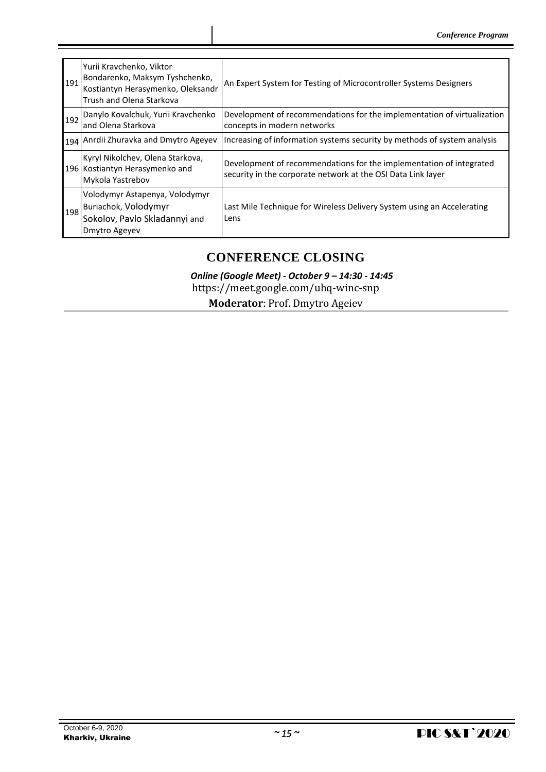| | | |
|---|---|---|
| 191 | Yurii Kravchenko, Viktor Bondarenko, Maksym Tyshchenko, Kostiantyn Herasymenko, Oleksandr Trush and Olena Starkova | An Expert System for Testing of Microcontroller Systems Designers |
| 192 | Danylo Kovalchuk, Yurii Kravchenko and Olena Starkova | Development of recommendations for the implementation of virtualization concepts in modern networks |
| 194 | Anrdii Zhuravka and Dmytro Ageyev | Increasing of information systems security by methods of system analysis |
| 196 | Kyryl Nikolchev, Olena Starkova, Kostiantyn Herasymenko and Mykola Yastrebov | Development of recommendations for the implementation of integrated security in the corporate network at the OSI Data Link layer |
| 198 | Volodymyr Astapenya, Volodymyr Buriachok, Volodymyr Sokolov, Pavlo Skladannyi and Dmytro Ageyev | Last Mile Technique for Wireless Delivery System using an Accelerating Lens |

## CONFERENCE CLOSING

***Online (Google Meet) - October 9 – 14:30 - 14:45***

https://meet.google.com/uhq-winc-snp

**Moderator**: Prof. Dmytro Ageiev